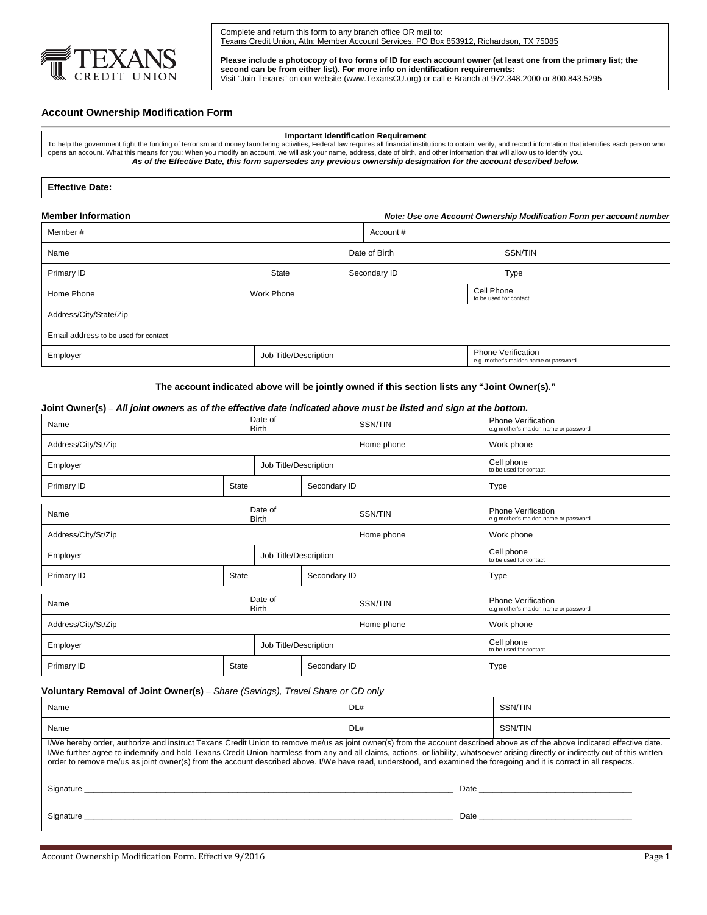TEXANS CREDIT UNION

Complete and return this form to any branch office OR mail to:
Texans Credit Union, Attn: Member Account Services, PO Box 853912, Richardson, TX 75085

**Please include a photocopy of two forms of ID for each account owner (at least one from the primary list; the second can be from either list). For more info on identification requirements:**
Visit "Join Texans" on our website (www.TexansCU.org) or call e-Branch at 972.348.2000 or 800.843.5295

## Account Ownership Modification Form

**Important Identification Requirement**

To help the government fight the funding of terrorism and money laundering activities, Federal law requires all financial institutions to obtain, verify, and record information that identifies each person who opens an account. What this means for you: When you modify an account, we will ask your name, address, date of birth, and other information that will allow us to identify you.

***As of the Effective Date, this form supersedes any previous ownership designation for the account described below.***

**Effective Date:**

### Member Information

***Note: Use one Account Ownership Modification Form per account number***

| Member # | | | Account # | |
|---|---|---|---|---|
| Name | | Date of Birth | | SSN/TIN |
| Primary ID | State | Secondary ID | | Type |
| Home Phone | Work Phone | | Cell Phone to be used for contact | |
| Address/City/State/Zip | | | | |
| Email address to be used for contact | | | | |
| Employer | Job Title/Description | | Phone Verification e.g. mother's maiden name or password | |

**The account indicated above will be jointly owned if this section lists any "Joint Owner(s)."**

### Joint Owner(s) – *All joint owners as of the effective date indicated above must be listed and sign at the bottom.*

| Name | Date of Birth | | SSN/TIN | Phone Verification e.g mother's maiden name or password |
|---|---|---|---|---|
| Address/City/St/Zip | | | Home phone | Work phone |
| Employer | Job Title/Description | | | Cell phone to be used for contact |
| Primary ID | State | Secondary ID | | Type |

| Name | Date of Birth | | SSN/TIN | Phone Verification e.g mother's maiden name or password |
|---|---|---|---|---|
| Address/City/St/Zip | | | Home phone | Work phone |
| Employer | Job Title/Description | | | Cell phone to be used for contact |
| Primary ID | State | Secondary ID | | Type |

| Name | Date of Birth | | SSN/TIN | Phone Verification e.g mother's maiden name or password |
|---|---|---|---|---|
| Address/City/St/Zip | | | Home phone | Work phone |
| Employer | Job Title/Description | | | Cell phone to be used for contact |
| Primary ID | State | Secondary ID | | Type |

### Voluntary Removal of Joint Owner(s) – *Share (Savings), Travel Share or CD only*

| Name | DL# | SSN/TIN |
|---|---|---|
| Name | DL# | SSN/TIN |

I/We hereby order, authorize and instruct Texans Credit Union to remove me/us as joint owner(s) from the account described above as of the above indicated effective date. I/We further agree to indemnify and hold Texans Credit Union harmless from any and all claims, actions, or liability, whatsoever arising directly or indirectly out of this written order to remove me/us as joint owner(s) from the account described above. I/We have read, understood, and examined the foregoing and it is correct in all respects.

Signature ______________________________ Date ______________________________

Signature ______________________________ Date ______________________________

Account Ownership Modification Form. Effective 9/2016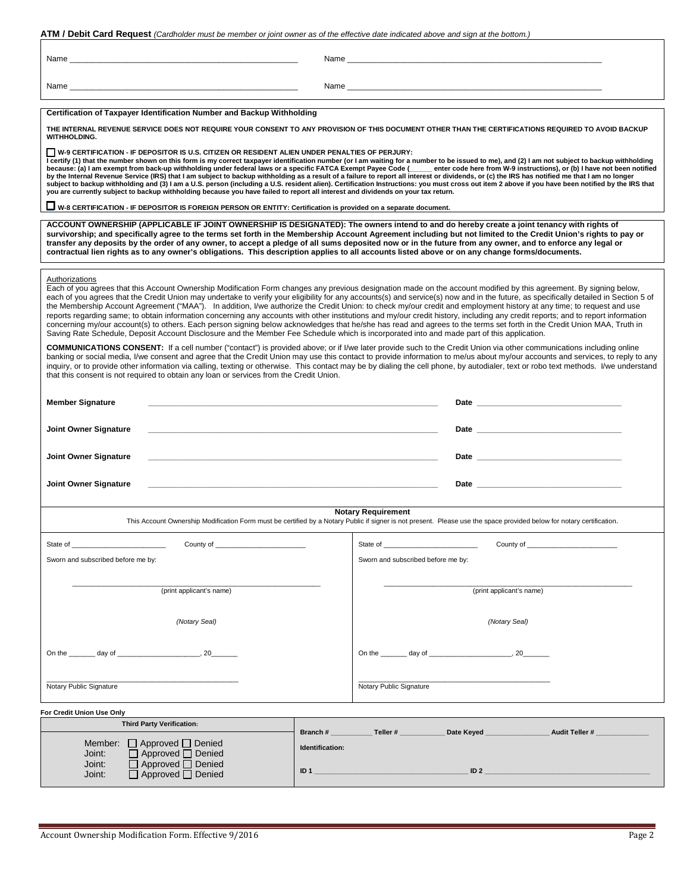**ATM / Debit Card Request** *(Cardholder must be member or joint owner as of the effective date indicated above and sign at the bottom.)*

Name ______________________________ Name ______________________________

Name ______________________________ Name ______________________________

**Certification of Taxpayer Identification Number and Backup Withholding**

**THE INTERNAL REVENUE SERVICE DOES NOT REQUIRE YOUR CONSENT TO ANY PROVISION OF THIS DOCUMENT OTHER THAN THE CERTIFICATIONS REQUIRED TO AVOID BACKUP WITHHOLDING.**

☐ **W-9 CERTIFICATION - IF DEPOSITOR IS U.S. CITIZEN OR RESIDENT ALIEN UNDER PENALTIES OF PERJURY:**
**I certify (1) that the number shown on this form is my correct taxpayer identification number (or I am waiting for a number to be issued to me), and (2) I am not subject to backup withholding because: (a) I am exempt from back-up withholding under federal laws or a specific FATCA Exempt Payee Code (______ enter code here from W-9 instructions), or (b) I have not been notified by the Internal Revenue Service (IRS) that I am subject to backup withholding as a result of a failure to report all interest or dividends, or (c) the IRS has notified me that I am no longer subject to backup withholding and (3) I am a U.S. person (including a U.S. resident alien). Certification Instructions: you must cross out item 2 above if you have been notified by the IRS that you are currently subject to backup withholding because you have failed to report all interest and dividends on your tax return.**

☐ **W-8 CERTIFICATION - IF DEPOSITOR IS FOREIGN PERSON OR ENTITY: Certification is provided on a separate document.**

**ACCOUNT OWNERSHIP (APPLICABLE IF JOINT OWNERSHIP IS DESIGNATED): The owners intend to and do hereby create a joint tenancy with rights of survivorship; and specifically agree to the terms set forth in the Membership Account Agreement including but not limited to the Credit Union's rights to pay or transfer any deposits by the order of any owner, to accept a pledge of all sums deposited now or in the future from any owner, and to enforce any legal or contractual lien rights as to any owner's obligations. This description applies to all accounts listed above or on any change forms/documents.**

Authorizations

Each of you agrees that this Account Ownership Modification Form changes any previous designation made on the account modified by this agreement. By signing below, each of you agrees that the Credit Union may undertake to verify your eligibility for any accounts(s) and service(s) now and in the future, as specifically detailed in Section 5 of the Membership Account Agreement ("MAA"). In addition, I/we authorize the Credit Union: to check my/our credit and employment history at any time; to request and use reports regarding same; to obtain information concerning any accounts with other institutions and my/our credit history, including any credit reports; and to report information concerning my/our account(s) to others. Each person signing below acknowledges that he/she has read and agrees to the terms set forth in the Credit Union MAA, Truth in Saving Rate Schedule, Deposit Account Disclosure and the Member Fee Schedule which is incorporated into and made part of this application.

**COMMUNICATIONS CONSENT:** If a cell number ("contact") is provided above; or if I/we later provide such to the Credit Union via other communications including online banking or social media, I/we consent and agree that the Credit Union may use this contact to provide information to me/us about my/our accounts and services, to reply to any inquiry, or to provide other information via calling, texting or otherwise. This contact may be by dialing the cell phone, by autodialer, text or robo text methods. I/we understand that this consent is not required to obtain any loan or services from the Credit Union.

**Member Signature** ______________________________ **Date** ______________

**Joint Owner Signature** ______________________________ **Date** ______________

**Joint Owner Signature** ______________________________ **Date** ______________

**Joint Owner Signature** ______________________________ **Date** ______________

**Notary Requirement**

This Account Ownership Modification Form must be certified by a Notary Public if signer is not present. Please use the space provided below for notary certification.

State of ______________ County of ______________

Sworn and subscribed before me by:

______________________________
(print applicant's name)

*(Notary Seal)*

On the _______ day of ______________, 20_______

______________________________
Notary Public Signature

State of ______________ County of ______________

Sworn and subscribed before me by:

______________________________
(print applicant's name)

*(Notary Seal)*

On the _______ day of ______________, 20_______

______________________________
Notary Public Signature

**For Credit Union Use Only**

| **Third Party Verification:** | |
|---|---|
| Member: ☐ Approved ☐ Denied | **Branch #** ________ **Teller #** ________ **Date Keyed** ________ **Audit Teller #** ________ |
| Joint: ☐ Approved ☐ Denied | **Identification:** |
| Joint: ☐ Approved ☐ Denied | **ID 1** ______________________ **ID 2** ______________________ |
| Joint: ☐ Approved ☐ Denied | |

Account Ownership Modification Form. Effective 9/2016